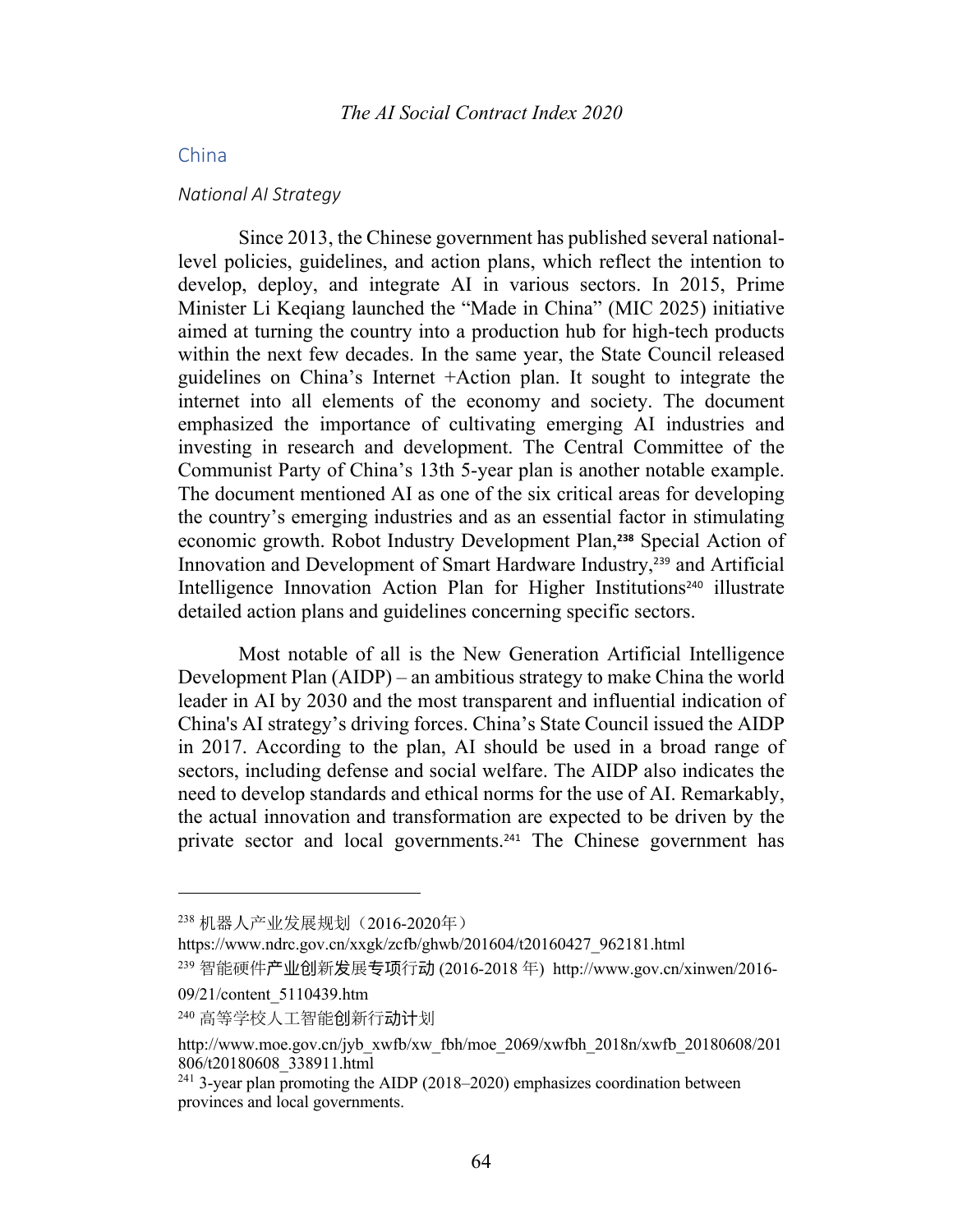## China

### *National AI Strategy*

Since 2013, the Chinese government has published several national-level policies, guidelines, and action plans, which reflect the intention to develop, deploy, and integrate AI in various sectors. In 2015, Prime Minister Li Keqiang launched the "Made in China" (MIC 2025) initiative aimed at turning the country into a production hub for high-tech products within the next few decades. In the same year, the State Council released guidelines on China's Internet +Action plan. It sought to integrate the internet into all elements of the economy and society. The document emphasized the importance of cultivating emerging AI industries and investing in research and development. The Central Committee of the Communist Party of China's 13th 5-year plan is another notable example. The document mentioned AI as one of the six critical areas for developing the country's emerging industries and as an essential factor in stimulating economic growth. Robot Industry Development Plan,[238] Special Action of Innovation and Development of Smart Hardware Industry,[239] and Artificial Intelligence Innovation Action Plan for Higher Institutions[240] illustrate detailed action plans and guidelines concerning specific sectors.

Most notable of all is the New Generation Artificial Intelligence Development Plan (AIDP) – an ambitious strategy to make China the world leader in AI by 2030 and the most transparent and influential indication of China's AI strategy's driving forces. China's State Council issued the AIDP in 2017. According to the plan, AI should be used in a broad range of sectors, including defense and social welfare. The AIDP also indicates the need to develop standards and ethical norms for the use of AI. Remarkably, the actual innovation and transformation are expected to be driven by the private sector and local governments.[241] The Chinese government has

---

[238] 机器人产业发展规划（2016-2020年） https://www.ndrc.gov.cn/xxgk/zcfb/ghwb/201604/t20160427_962181.html

[239] 智能硬件产业创新发展专项行动 (2016-2018 年) http://www.gov.cn/xinwen/2016-09/21/content_5110439.htm

[240] 高等学校人工智能创新行动计划 http://www.moe.gov.cn/jyb_xwfb/xw_fbh/moe_2069/xwfbh_2018n/xwfb_20180608/201806/t20180608_338911.html

[241] 3-year plan promoting the AIDP (2018–2020) emphasizes coordination between provinces and local governments.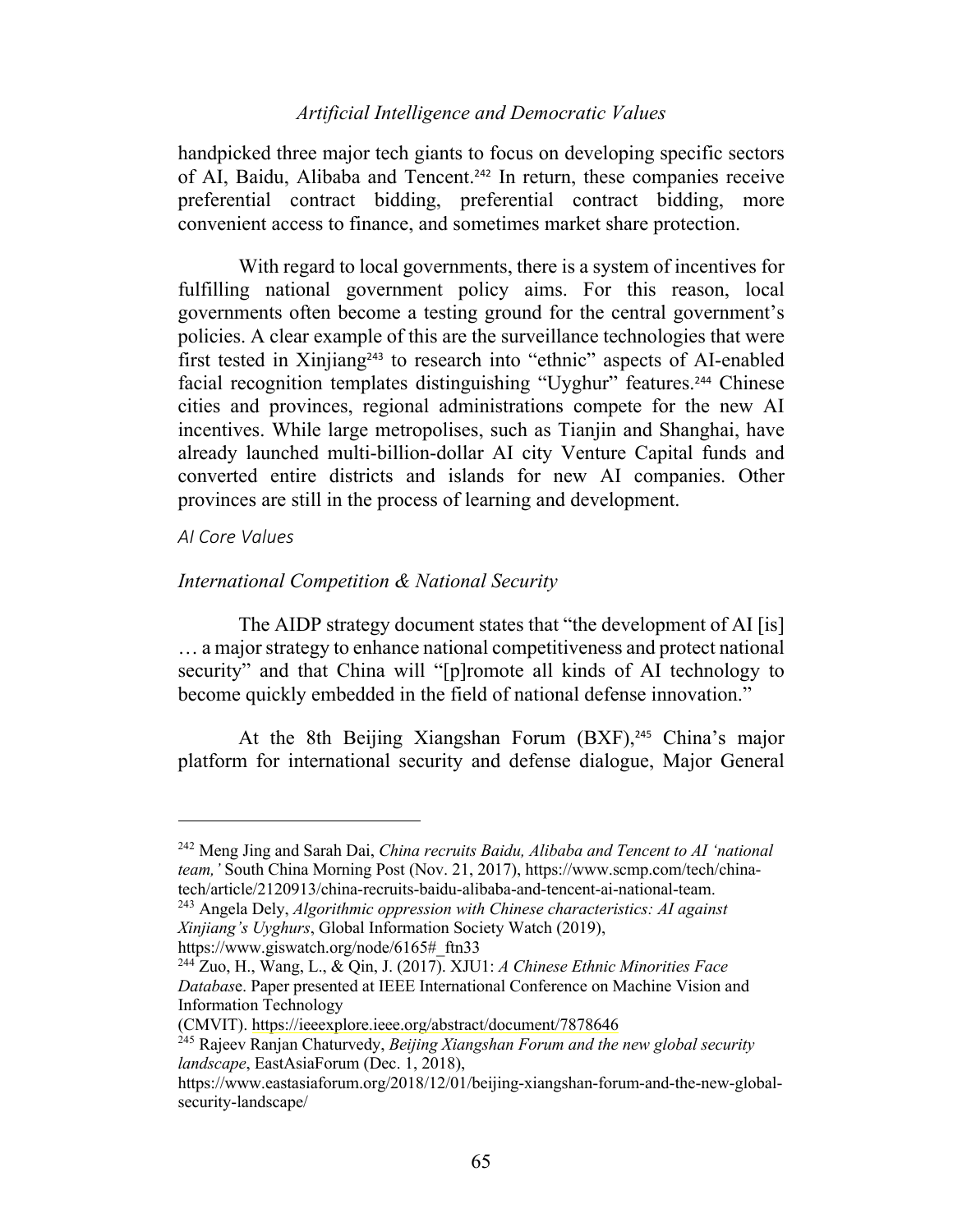handpicked three major tech giants to focus on developing specific sectors of AI, Baidu, Alibaba and Tencent.[242] In return, these companies receive preferential contract bidding, preferential contract bidding, more convenient access to finance, and sometimes market share protection.

With regard to local governments, there is a system of incentives for fulfilling national government policy aims. For this reason, local governments often become a testing ground for the central government's policies. A clear example of this are the surveillance technologies that were first tested in Xinjiang[243] to research into "ethnic" aspects of AI-enabled facial recognition templates distinguishing "Uyghur" features.[244] Chinese cities and provinces, regional administrations compete for the new AI incentives. While large metropolises, such as Tianjin and Shanghai, have already launched multi-billion-dollar AI city Venture Capital funds and converted entire districts and islands for new AI companies. Other provinces are still in the process of learning and development.

### AI Core Values

#### *International Competition & National Security*

The AIDP strategy document states that "the development of AI [is] … a major strategy to enhance national competitiveness and protect national security" and that China will "[p]romote all kinds of AI technology to become quickly embedded in the field of national defense innovation."

At the 8th Beijing Xiangshan Forum (BXF),[245] China's major platform for international security and defense dialogue, Major General

---

[242] Meng Jing and Sarah Dai, *China recruits Baidu, Alibaba and Tencent to AI 'national team,'* South China Morning Post (Nov. 21, 2017), https://www.scmp.com/tech/china-tech/article/2120913/china-recruits-baidu-alibaba-and-tencent-ai-national-team.

[243] Angela Dely, *Algorithmic oppression with Chinese characteristics: AI against Xinjiang's Uyghurs*, Global Information Society Watch (2019), https://www.giswatch.org/node/6165#_ftn33

[244] Zuo, H., Wang, L., & Qin, J. (2017). XJU1: *A Chinese Ethnic Minorities Face Databas*e. Paper presented at IEEE International Conference on Machine Vision and Information Technology (CMVIT). https://ieeexplore.ieee.org/abstract/document/7878646

[245] Rajeev Ranjan Chaturvedy, *Beijing Xiangshan Forum and the new global security landscape*, EastAsiaForum (Dec. 1, 2018), https://www.eastasiaforum.org/2018/12/01/beijing-xiangshan-forum-and-the-new-global-security-landscape/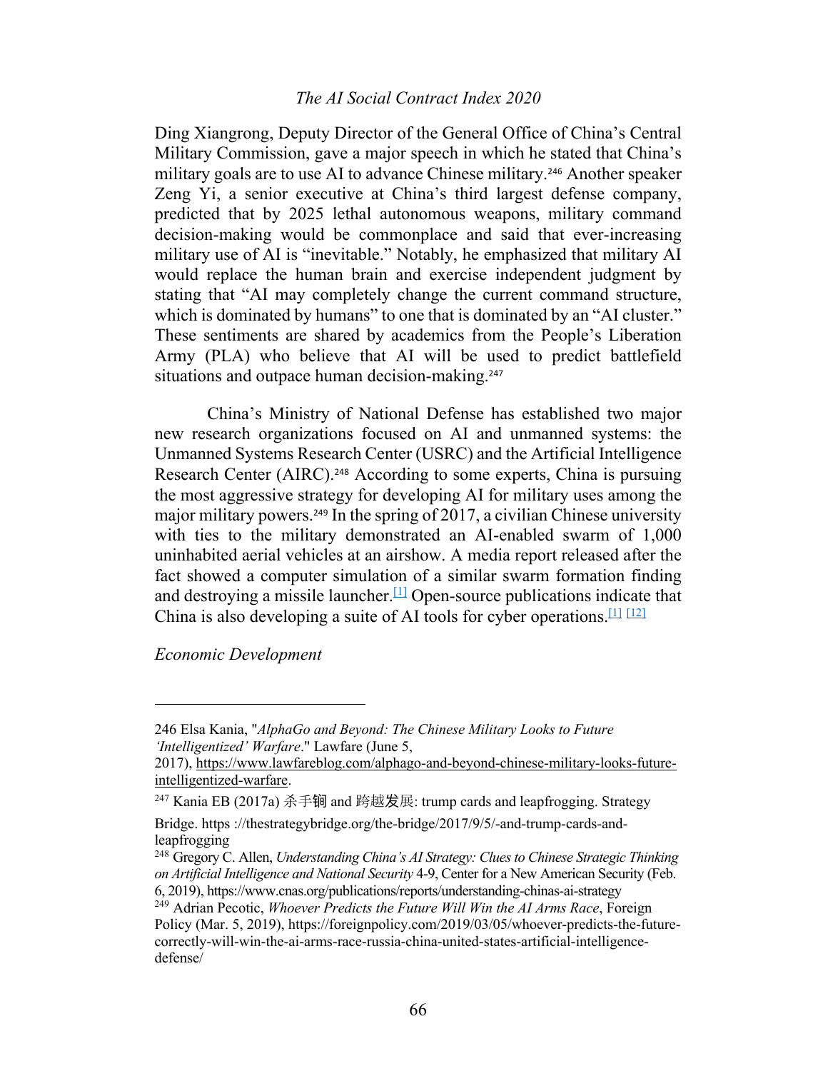Ding Xiangrong, Deputy Director of the General Office of China's Central Military Commission, gave a major speech in which he stated that China's military goals are to use AI to advance Chinese military.[246] Another speaker Zeng Yi, a senior executive at China's third largest defense company, predicted that by 2025 lethal autonomous weapons, military command decision-making would be commonplace and said that ever-increasing military use of AI is "inevitable." Notably, he emphasized that military AI would replace the human brain and exercise independent judgment by stating that "AI may completely change the current command structure, which is dominated by humans" to one that is dominated by an "AI cluster." These sentiments are shared by academics from the People's Liberation Army (PLA) who believe that AI will be used to predict battlefield situations and outpace human decision-making.[247]

China's Ministry of National Defense has established two major new research organizations focused on AI and unmanned systems: the Unmanned Systems Research Center (USRC) and the Artificial Intelligence Research Center (AIRC).[248] According to some experts, China is pursuing the most aggressive strategy for developing AI for military uses among the major military powers.[249] In the spring of 2017, a civilian Chinese university with ties to the military demonstrated an AI-enabled swarm of 1,000 uninhabited aerial vehicles at an airshow. A media report released after the fact showed a computer simulation of a similar swarm formation finding and destroying a missile launcher.[1] Open-source publications indicate that China is also developing a suite of AI tools for cyber operations.[1] [12]

*Economic Development*

---

246 Elsa Kania, "*AlphaGo and Beyond: The Chinese Military Looks to Future 'Intelligentized' Warfare*." Lawfare (June 5, 2017), https://www.lawfareblog.com/alphago-and-beyond-chinese-military-looks-future-intelligentized-warfare.

247 Kania EB (2017a) 杀手锏 and 跨越发展: trump cards and leapfrogging. Strategy Bridge. https ://thestrategybridge.org/the-bridge/2017/9/5/-and-trump-cards-and-leapfrogging

248 Gregory C. Allen, *Understanding China's AI Strategy: Clues to Chinese Strategic Thinking on Artificial Intelligence and National Security* 4-9, Center for a New American Security (Feb. 6, 2019), https://www.cnas.org/publications/reports/understanding-chinas-ai-strategy

249 Adrian Pecotic, *Whoever Predicts the Future Will Win the AI Arms Race*, Foreign Policy (Mar. 5, 2019), https://foreignpolicy.com/2019/03/05/whoever-predicts-the-future-correctly-will-win-the-ai-arms-race-russia-china-united-states-artificial-intelligence-defense/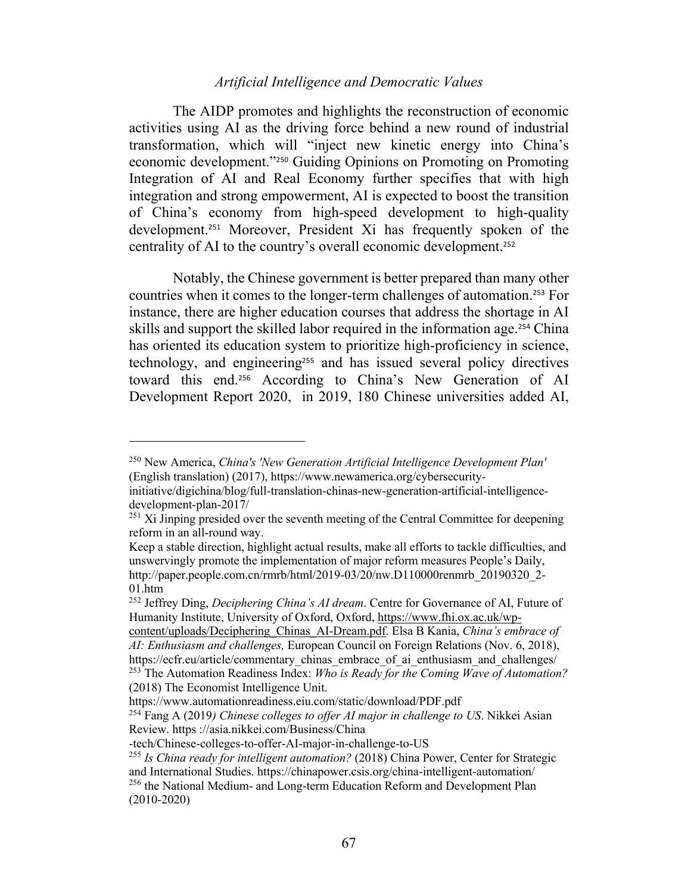The AIDP promotes and highlights the reconstruction of economic activities using AI as the driving force behind a new round of industrial transformation, which will "inject new kinetic energy into China's economic development."[250] Guiding Opinions on Promoting on Promoting Integration of AI and Real Economy further specifies that with high integration and strong empowerment, AI is expected to boost the transition of China's economy from high-speed development to high-quality development.[251] Moreover, President Xi has frequently spoken of the centrality of AI to the country's overall economic development.[252]

Notably, the Chinese government is better prepared than many other countries when it comes to the longer-term challenges of automation.[253] For instance, there are higher education courses that address the shortage in AI skills and support the skilled labor required in the information age.[254] China has oriented its education system to prioritize high-proficiency in science, technology, and engineering[255] and has issued several policy directives toward this end.[256] According to China's New Generation of AI Development Report 2020, in 2019, 180 Chinese universities added AI,

---

[250] New America, *China's 'New Generation Artificial Intelligence Development Plan'* (English translation) (2017), https://www.newamerica.org/cybersecurity-initiative/digichina/blog/full-translation-chinas-new-generation-artificial-intelligence-development-plan-2017/

[251] Xi Jinping presided over the seventh meeting of the Central Committee for deepening reform in an all-round way.
Keep a stable direction, highlight actual results, make all efforts to tackle difficulties, and unswervingly promote the implementation of major reform measures People's Daily, http://paper.people.com.cn/rmrb/html/2019-03/20/nw.D110000renmrb_20190320_2-01.htm

[252] Jeffrey Ding, *Deciphering China's AI dream*. Centre for Governance of AI, Future of Humanity Institute, University of Oxford, Oxford, https://www.fhi.ox.ac.uk/wp-content/uploads/Deciphering_Chinas_AI-Dream.pdf. Elsa B Kania, *China's embrace of AI: Enthusiasm and challenges,* European Council on Foreign Relations (Nov. 6, 2018), https://ecfr.eu/article/commentary_chinas_embrace_of_ai_enthusiasm_and_challenges/

[253] The Automation Readiness Index: *Who is Ready for the Coming Wave of Automation?* (2018) The Economist Intelligence Unit.
https://www.automationreadiness.eiu.com/static/download/PDF.pdf

[254] Fang A (2019*) Chinese colleges to offer AI major in challenge to US*. Nikkei Asian Review. https ://asia.nikkei.com/Business/China
-tech/Chinese-colleges-to-offer-AI-major-in-challenge-to-US

[255] *Is China ready for intelligent automation?* (2018) China Power, Center for Strategic and International Studies. https://chinapower.csis.org/china-intelligent-automation/

[256] the National Medium- and Long-term Education Reform and Development Plan (2010-2020)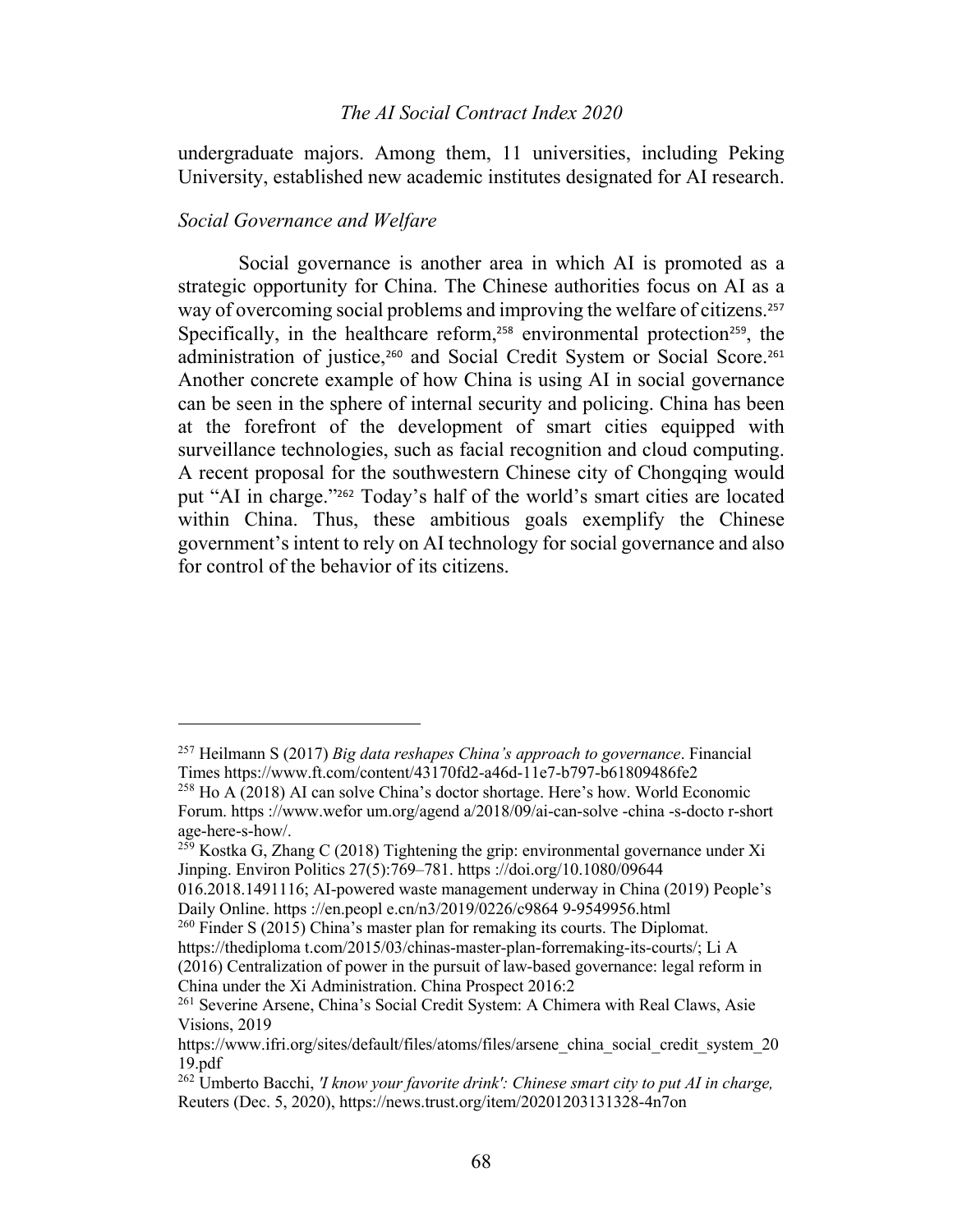undergraduate majors. Among them, 11 universities, including Peking University, established new academic institutes designated for AI research.

*Social Governance and Welfare*

Social governance is another area in which AI is promoted as a strategic opportunity for China. The Chinese authorities focus on AI as a way of overcoming social problems and improving the welfare of citizens.[257] Specifically, in the healthcare reform,[258] environmental protection[259], the administration of justice,[260] and Social Credit System or Social Score.[261] Another concrete example of how China is using AI in social governance can be seen in the sphere of internal security and policing. China has been at the forefront of the development of smart cities equipped with surveillance technologies, such as facial recognition and cloud computing. A recent proposal for the southwestern Chinese city of Chongqing would put "AI in charge."[262] Today's half of the world's smart cities are located within China. Thus, these ambitious goals exemplify the Chinese government's intent to rely on AI technology for social governance and also for control of the behavior of its citizens.

---

[257] Heilmann S (2017) *Big data reshapes China's approach to governance*. Financial Times https://www.ft.com/content/43170fd2-a46d-11e7-b797-b61809486fe2

[258] Ho A (2018) AI can solve China's doctor shortage. Here's how. World Economic Forum. https ://www.wefor um.org/agend a/2018/09/ai-can-solve -china -s-docto r-short age-here-s-how/.

[259] Kostka G, Zhang C (2018) Tightening the grip: environmental governance under Xi Jinping. Environ Politics 27(5):769–781. https ://doi.org/10.1080/09644 016.2018.1491116; AI-powered waste management underway in China (2019) People's Daily Online. https ://en.peopl e.cn/n3/2019/0226/c9864 9-9549956.html

[260] Finder S (2015) China's master plan for remaking its courts. The Diplomat. https://thediploma t.com/2015/03/chinas-master-plan-forremaking-its-courts/; Li A (2016) Centralization of power in the pursuit of law-based governance: legal reform in China under the Xi Administration. China Prospect 2016:2

[261] Severine Arsene, China's Social Credit System: A Chimera with Real Claws, Asie Visions, 2019 https://www.ifri.org/sites/default/files/atoms/files/arsene_china_social_credit_system_2019.pdf

[262] Umberto Bacchi, *'I know your favorite drink': Chinese smart city to put AI in charge,* Reuters (Dec. 5, 2020), https://news.trust.org/item/20201203131328-4n7on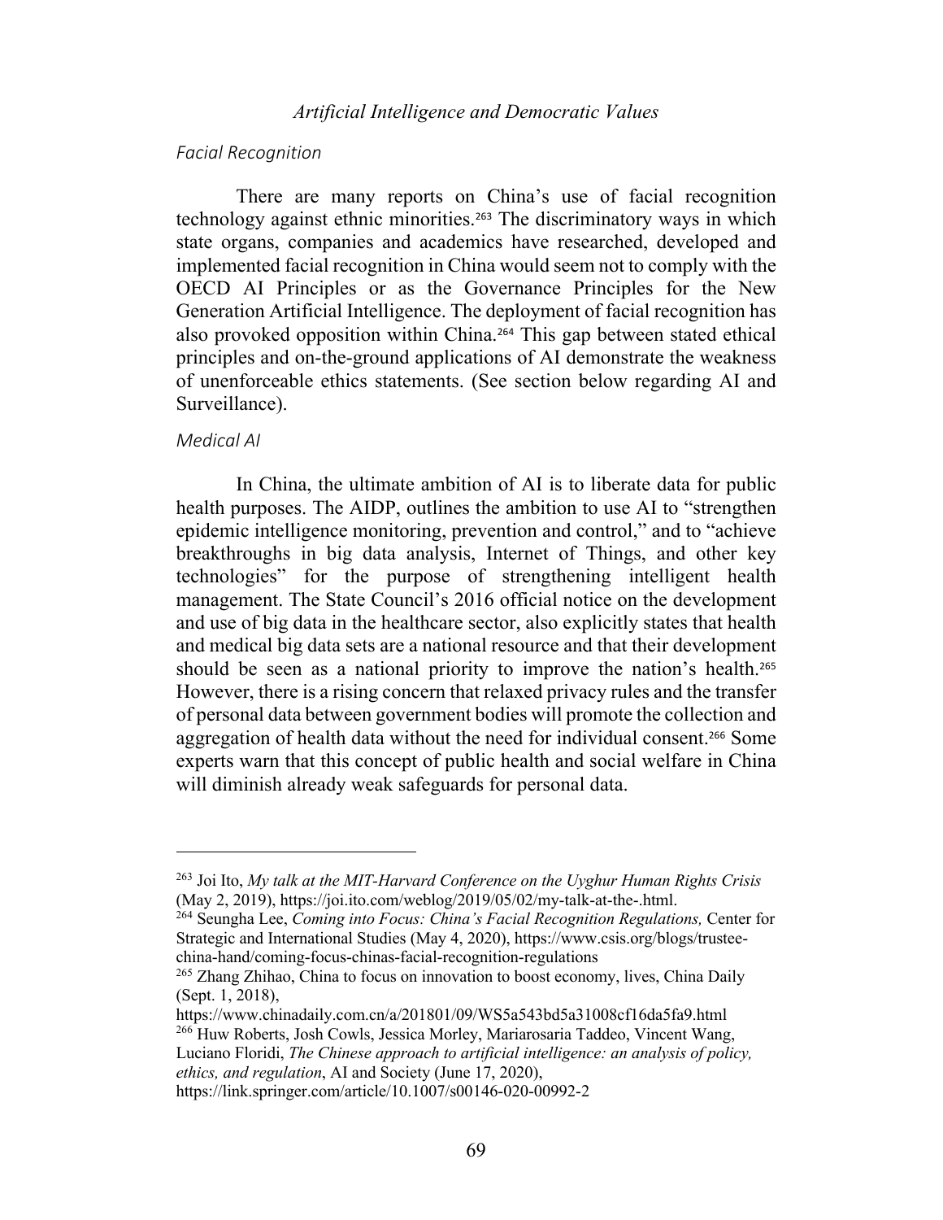### *Facial Recognition*

There are many reports on China's use of facial recognition technology against ethnic minorities.[263] The discriminatory ways in which state organs, companies and academics have researched, developed and implemented facial recognition in China would seem not to comply with the OECD AI Principles or as the Governance Principles for the New Generation Artificial Intelligence. The deployment of facial recognition has also provoked opposition within China.[264] This gap between stated ethical principles and on-the-ground applications of AI demonstrate the weakness of unenforceable ethics statements. (See section below regarding AI and Surveillance).

### *Medical AI*

In China, the ultimate ambition of AI is to liberate data for public health purposes. The AIDP, outlines the ambition to use AI to "strengthen epidemic intelligence monitoring, prevention and control," and to "achieve breakthroughs in big data analysis, Internet of Things, and other key technologies" for the purpose of strengthening intelligent health management. The State Council's 2016 official notice on the development and use of big data in the healthcare sector, also explicitly states that health and medical big data sets are a national resource and that their development should be seen as a national priority to improve the nation's health.[265] However, there is a rising concern that relaxed privacy rules and the transfer of personal data between government bodies will promote the collection and aggregation of health data without the need for individual consent.[266] Some experts warn that this concept of public health and social welfare in China will diminish already weak safeguards for personal data.

---

[263] Joi Ito, *My talk at the MIT-Harvard Conference on the Uyghur Human Rights Crisis* (May 2, 2019), https://joi.ito.com/weblog/2019/05/02/my-talk-at-the-.html.

[264] Seungha Lee, *Coming into Focus: China's Facial Recognition Regulations,* Center for Strategic and International Studies (May 4, 2020), https://www.csis.org/blogs/trustee-china-hand/coming-focus-chinas-facial-recognition-regulations

[265] Zhang Zhihao, China to focus on innovation to boost economy, lives, China Daily (Sept. 1, 2018), https://www.chinadaily.com.cn/a/201801/09/WS5a543bd5a31008cf16da5fa9.html

[266] Huw Roberts, Josh Cowls, Jessica Morley, Mariarosaria Taddeo, Vincent Wang, Luciano Floridi, *The Chinese approach to artificial intelligence: an analysis of policy, ethics, and regulation*, AI and Society (June 17, 2020), https://link.springer.com/article/10.1007/s00146-020-00992-2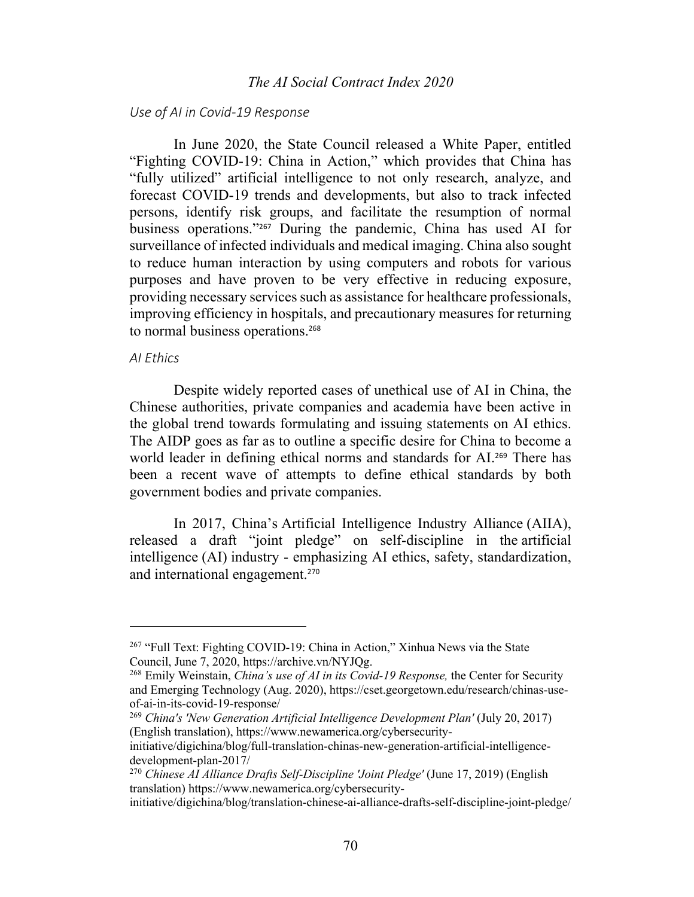### Use of AI in Covid-19 Response

In June 2020, the State Council released a White Paper, entitled "Fighting COVID-19: China in Action," which provides that China has "fully utilized" artificial intelligence to not only research, analyze, and forecast COVID-19 trends and developments, but also to track infected persons, identify risk groups, and facilitate the resumption of normal business operations."[267] During the pandemic, China has used AI for surveillance of infected individuals and medical imaging. China also sought to reduce human interaction by using computers and robots for various purposes and have proven to be very effective in reducing exposure, providing necessary services such as assistance for healthcare professionals, improving efficiency in hospitals, and precautionary measures for returning to normal business operations.[268]

### AI Ethics

Despite widely reported cases of unethical use of AI in China, the Chinese authorities, private companies and academia have been active in the global trend towards formulating and issuing statements on AI ethics. The AIDP goes as far as to outline a specific desire for China to become a world leader in defining ethical norms and standards for AI.[269] There has been a recent wave of attempts to define ethical standards by both government bodies and private companies.

In 2017, China's Artificial Intelligence Industry Alliance (AIIA), released a draft "joint pledge" on self-discipline in the artificial intelligence (AI) industry - emphasizing AI ethics, safety, standardization, and international engagement.[270]

---

[267] "Full Text: Fighting COVID-19: China in Action," Xinhua News via the State Council, June 7, 2020, https://archive.vn/NYJQg.

[268] Emily Weinstain, *China's use of AI in its Covid-19 Response,* the Center for Security and Emerging Technology (Aug. 2020), https://cset.georgetown.edu/research/chinas-use-of-ai-in-its-covid-19-response/

[269] *China's 'New Generation Artificial Intelligence Development Plan'* (July 20, 2017) (English translation), https://www.newamerica.org/cybersecurity-initiative/digichina/blog/full-translation-chinas-new-generation-artificial-intelligence-development-plan-2017/

[270] *Chinese AI Alliance Drafts Self-Discipline 'Joint Pledge'* (June 17, 2019) (English translation) https://www.newamerica.org/cybersecurity-initiative/digichina/blog/translation-chinese-ai-alliance-drafts-self-discipline-joint-pledge/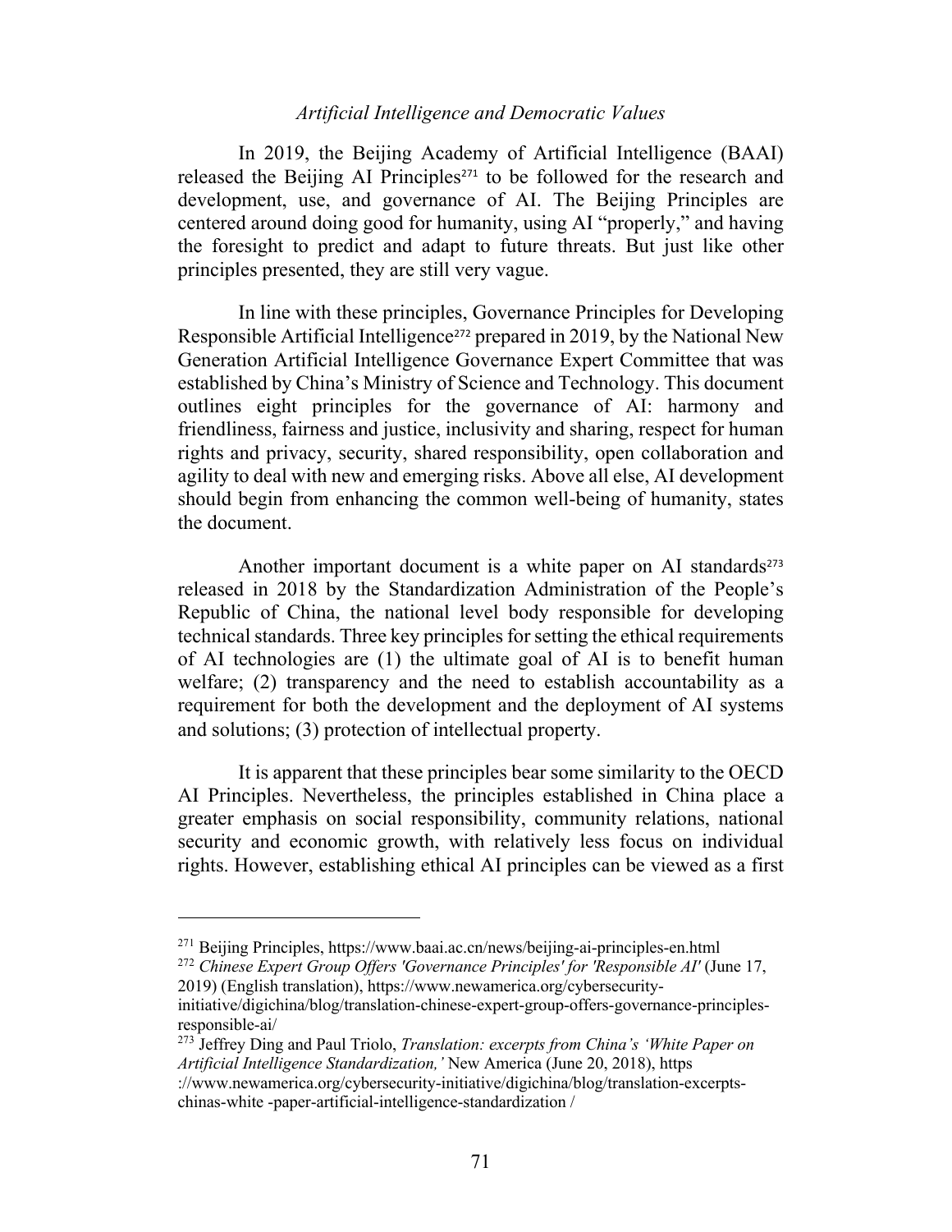In 2019, the Beijing Academy of Artificial Intelligence (BAAI) released the Beijing AI Principles[271] to be followed for the research and development, use, and governance of AI. The Beijing Principles are centered around doing good for humanity, using AI "properly," and having the foresight to predict and adapt to future threats. But just like other principles presented, they are still very vague.

In line with these principles, Governance Principles for Developing Responsible Artificial Intelligence[272] prepared in 2019, by the National New Generation Artificial Intelligence Governance Expert Committee that was established by China's Ministry of Science and Technology. This document outlines eight principles for the governance of AI: harmony and friendliness, fairness and justice, inclusivity and sharing, respect for human rights and privacy, security, shared responsibility, open collaboration and agility to deal with new and emerging risks. Above all else, AI development should begin from enhancing the common well-being of humanity, states the document.

Another important document is a white paper on AI standards[273] released in 2018 by the Standardization Administration of the People's Republic of China, the national level body responsible for developing technical standards. Three key principles for setting the ethical requirements of AI technologies are (1) the ultimate goal of AI is to benefit human welfare; (2) transparency and the need to establish accountability as a requirement for both the development and the deployment of AI systems and solutions; (3) protection of intellectual property.

It is apparent that these principles bear some similarity to the OECD AI Principles. Nevertheless, the principles established in China place a greater emphasis on social responsibility, community relations, national security and economic growth, with relatively less focus on individual rights. However, establishing ethical AI principles can be viewed as a first

---

[271] Beijing Principles, https://www.baai.ac.cn/news/beijing-ai-principles-en.html

[272] *Chinese Expert Group Offers 'Governance Principles' for 'Responsible AI'* (June 17, 2019) (English translation), https://www.newamerica.org/cybersecurity-initiative/digichina/blog/translation-chinese-expert-group-offers-governance-principles-responsible-ai/

[273] Jeffrey Ding and Paul Triolo, *Translation: excerpts from China's 'White Paper on Artificial Intelligence Standardization,'* New America (June 20, 2018), https ://www.newamerica.org/cybersecurity-initiative/digichina/blog/translation-excerpts-chinas-white -paper-artificial-intelligence-standardization /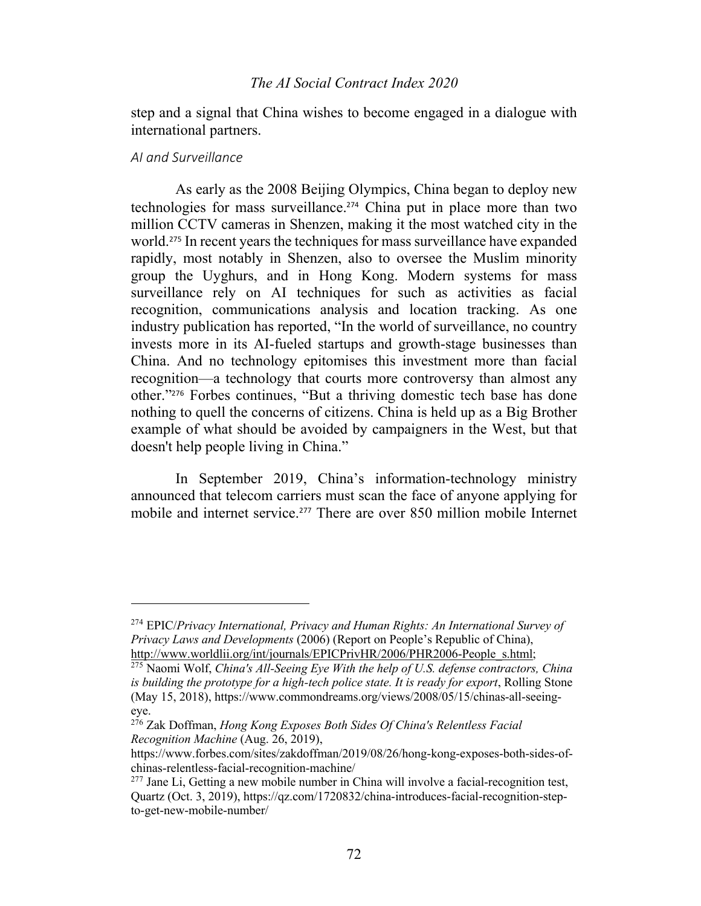step and a signal that China wishes to become engaged in a dialogue with international partners.

### *AI and Surveillance*

As early as the 2008 Beijing Olympics, China began to deploy new technologies for mass surveillance.[274] China put in place more than two million CCTV cameras in Shenzen, making it the most watched city in the world.[275] In recent years the techniques for mass surveillance have expanded rapidly, most notably in Shenzen, also to oversee the Muslim minority group the Uyghurs, and in Hong Kong. Modern systems for mass surveillance rely on AI techniques for such as activities as facial recognition, communications analysis and location tracking. As one industry publication has reported, "In the world of surveillance, no country invests more in its AI-fueled startups and growth-stage businesses than China. And no technology epitomises this investment more than facial recognition—a technology that courts more controversy than almost any other."[276] Forbes continues, "But a thriving domestic tech base has done nothing to quell the concerns of citizens. China is held up as a Big Brother example of what should be avoided by campaigners in the West, but that doesn't help people living in China."

In September 2019, China's information-technology ministry announced that telecom carriers must scan the face of anyone applying for mobile and internet service.[277] There are over 850 million mobile Internet

---

[274] EPIC/*Privacy International, Privacy and Human Rights: An International Survey of Privacy Laws and Developments* (2006) (Report on People's Republic of China), http://www.worldlii.org/int/journals/EPICPrivHR/2006/PHR2006-People_s.html;

[275] Naomi Wolf, *China's All-Seeing Eye With the help of U.S. defense contractors, China is building the prototype for a high-tech police state. It is ready for export*, Rolling Stone (May 15, 2018), https://www.commondreams.org/views/2008/05/15/chinas-all-seeing-eye.

[276] Zak Doffman, *Hong Kong Exposes Both Sides Of China's Relentless Facial Recognition Machine* (Aug. 26, 2019), https://www.forbes.com/sites/zakdoffman/2019/08/26/hong-kong-exposes-both-sides-of-chinas-relentless-facial-recognition-machine/

[277] Jane Li, Getting a new mobile number in China will involve a facial-recognition test, Quartz (Oct. 3, 2019), https://qz.com/1720832/china-introduces-facial-recognition-step-to-get-new-mobile-number/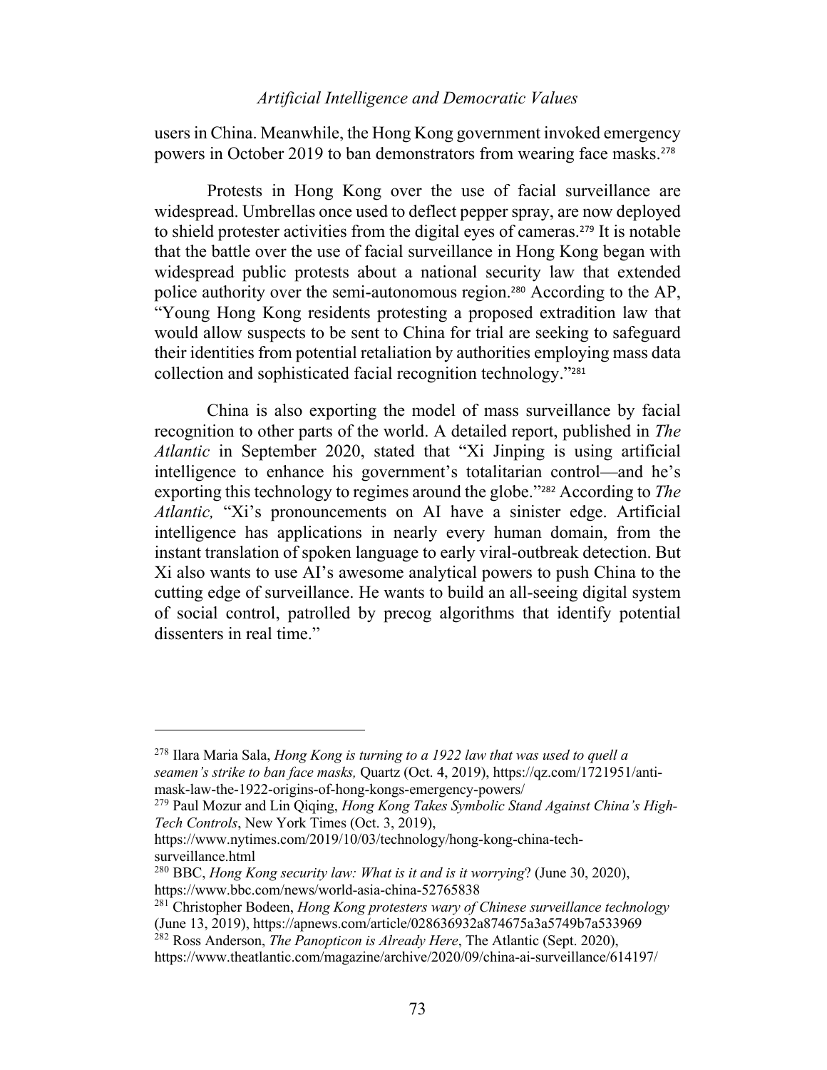users in China. Meanwhile, the Hong Kong government invoked emergency powers in October 2019 to ban demonstrators from wearing face masks.[278]

Protests in Hong Kong over the use of facial surveillance are widespread. Umbrellas once used to deflect pepper spray, are now deployed to shield protester activities from the digital eyes of cameras.[279] It is notable that the battle over the use of facial surveillance in Hong Kong began with widespread public protests about a national security law that extended police authority over the semi-autonomous region.[280] According to the AP, "Young Hong Kong residents protesting a proposed extradition law that would allow suspects to be sent to China for trial are seeking to safeguard their identities from potential retaliation by authorities employing mass data collection and sophisticated facial recognition technology."[281]

China is also exporting the model of mass surveillance by facial recognition to other parts of the world. A detailed report, published in *The Atlantic* in September 2020, stated that "Xi Jinping is using artificial intelligence to enhance his government's totalitarian control—and he's exporting this technology to regimes around the globe."[282] According to *The Atlantic,* "Xi's pronouncements on AI have a sinister edge. Artificial intelligence has applications in nearly every human domain, from the instant translation of spoken language to early viral-outbreak detection. But Xi also wants to use AI's awesome analytical powers to push China to the cutting edge of surveillance. He wants to build an all-seeing digital system of social control, patrolled by precog algorithms that identify potential dissenters in real time."

---

[278] Ilara Maria Sala, *Hong Kong is turning to a 1922 law that was used to quell a seamen's strike to ban face masks,* Quartz (Oct. 4, 2019), https://qz.com/1721951/anti-mask-law-the-1922-origins-of-hong-kongs-emergency-powers/

[279] Paul Mozur and Lin Qiqing, *Hong Kong Takes Symbolic Stand Against China's High-Tech Controls*, New York Times (Oct. 3, 2019), https://www.nytimes.com/2019/10/03/technology/hong-kong-china-tech-surveillance.html

[280] BBC, *Hong Kong security law: What is it and is it worrying*? (June 30, 2020), https://www.bbc.com/news/world-asia-china-52765838

[281] Christopher Bodeen, *Hong Kong protesters wary of Chinese surveillance technology* (June 13, 2019), https://apnews.com/article/028636932a874675a3a5749b7a533969

[282] Ross Anderson, *The Panopticon is Already Here*, The Atlantic (Sept. 2020), https://www.theatlantic.com/magazine/archive/2020/09/china-ai-surveillance/614197/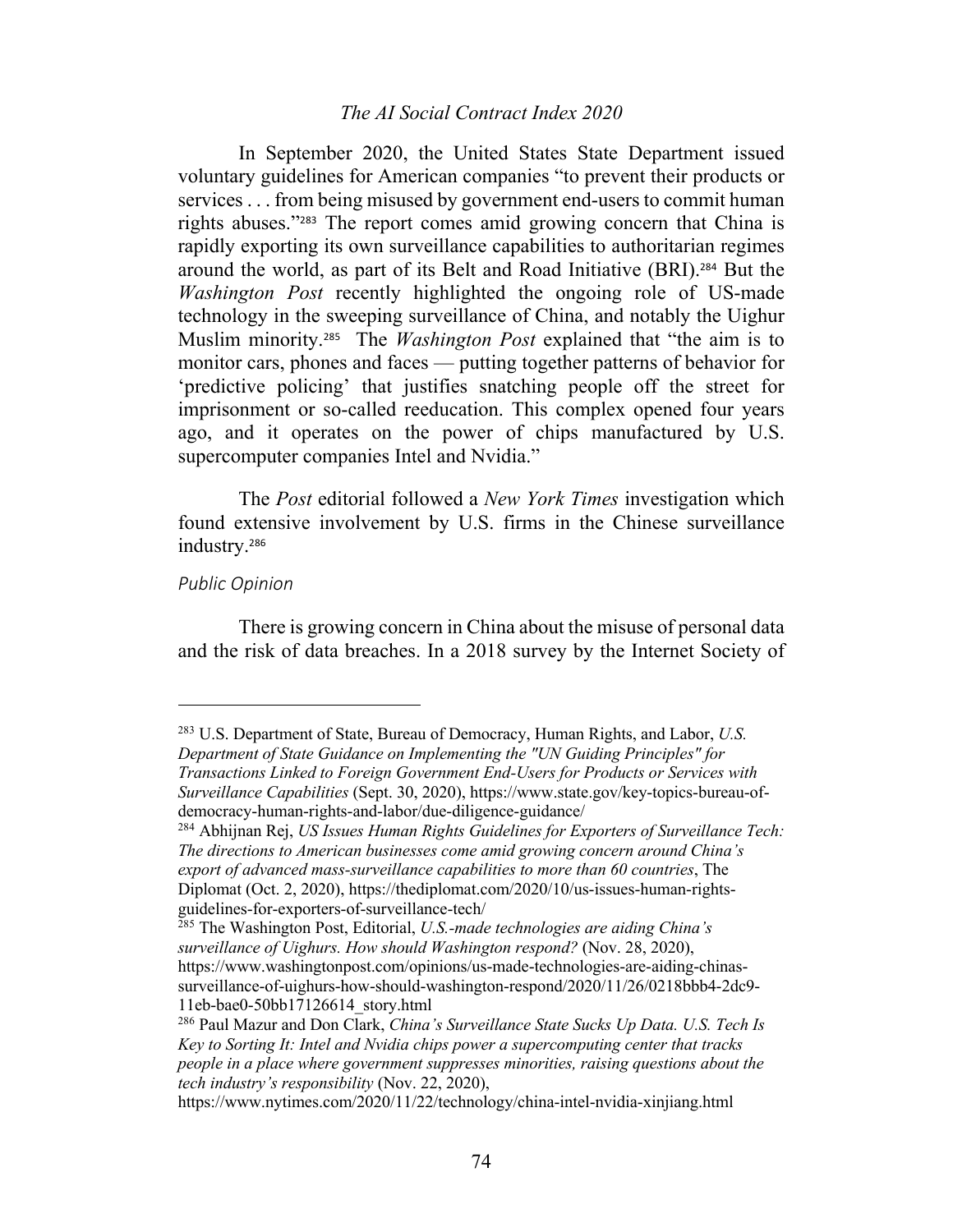In September 2020, the United States State Department issued voluntary guidelines for American companies "to prevent their products or services . . . from being misused by government end-users to commit human rights abuses."[283] The report comes amid growing concern that China is rapidly exporting its own surveillance capabilities to authoritarian regimes around the world, as part of its Belt and Road Initiative (BRI).[284] But the *Washington Post* recently highlighted the ongoing role of US-made technology in the sweeping surveillance of China, and notably the Uighur Muslim minority.[285] The *Washington Post* explained that "the aim is to monitor cars, phones and faces — putting together patterns of behavior for 'predictive policing' that justifies snatching people off the street for imprisonment or so-called reeducation. This complex opened four years ago, and it operates on the power of chips manufactured by U.S. supercomputer companies Intel and Nvidia."

The *Post* editorial followed a *New York Times* investigation which found extensive involvement by U.S. firms in the Chinese surveillance industry.[286]

*Public Opinion*

There is growing concern in China about the misuse of personal data and the risk of data breaches. In a 2018 survey by the Internet Society of

---

[283] U.S. Department of State, Bureau of Democracy, Human Rights, and Labor, *U.S. Department of State Guidance on Implementing the "UN Guiding Principles" for Transactions Linked to Foreign Government End-Users for Products or Services with Surveillance Capabilities* (Sept. 30, 2020), https://www.state.gov/key-topics-bureau-of-democracy-human-rights-and-labor/due-diligence-guidance/

[284] Abhijnan Rej, *US Issues Human Rights Guidelines for Exporters of Surveillance Tech: The directions to American businesses come amid growing concern around China's export of advanced mass-surveillance capabilities to more than 60 countries*, The Diplomat (Oct. 2, 2020), https://thediplomat.com/2020/10/us-issues-human-rights-guidelines-for-exporters-of-surveillance-tech/

[285] The Washington Post, Editorial, *U.S.-made technologies are aiding China's surveillance of Uighurs. How should Washington respond?* (Nov. 28, 2020), https://www.washingtonpost.com/opinions/us-made-technologies-are-aiding-chinas-surveillance-of-uighurs-how-should-washington-respond/2020/11/26/0218bbb4-2dc9-11eb-bae0-50bb17126614_story.html

[286] Paul Mazur and Don Clark, *China's Surveillance State Sucks Up Data. U.S. Tech Is Key to Sorting It: Intel and Nvidia chips power a supercomputing center that tracks people in a place where government suppresses minorities, raising questions about the tech industry's responsibility* (Nov. 22, 2020), https://www.nytimes.com/2020/11/22/technology/china-intel-nvidia-xinjiang.html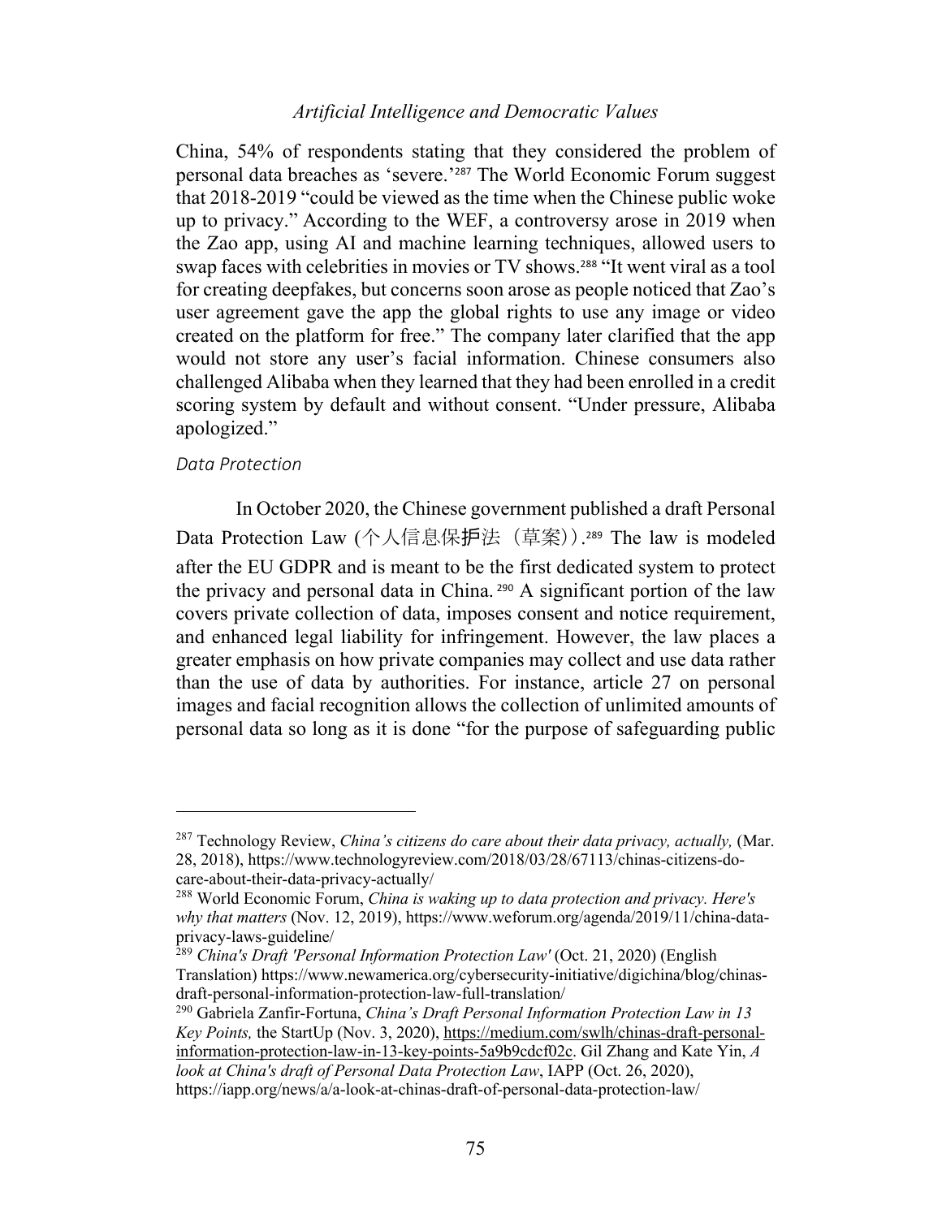China, 54% of respondents stating that they considered the problem of personal data breaches as 'severe.'[287] The World Economic Forum suggest that 2018-2019 "could be viewed as the time when the Chinese public woke up to privacy." According to the WEF, a controversy arose in 2019 when the Zao app, using AI and machine learning techniques, allowed users to swap faces with celebrities in movies or TV shows.[288] "It went viral as a tool for creating deepfakes, but concerns soon arose as people noticed that Zao's user agreement gave the app the global rights to use any image or video created on the platform for free." The company later clarified that the app would not store any user's facial information. Chinese consumers also challenged Alibaba when they learned that they had been enrolled in a credit scoring system by default and without consent. "Under pressure, Alibaba apologized."

*Data Protection*

In October 2020, the Chinese government published a draft Personal Data Protection Law (个人信息保护法（草案）).[289] The law is modeled after the EU GDPR and is meant to be the first dedicated system to protect the privacy and personal data in China.[290] A significant portion of the law covers private collection of data, imposes consent and notice requirement, and enhanced legal liability for infringement. However, the law places a greater emphasis on how private companies may collect and use data rather than the use of data by authorities. For instance, article 27 on personal images and facial recognition allows the collection of unlimited amounts of personal data so long as it is done "for the purpose of safeguarding public

---

[287] Technology Review, *China's citizens do care about their data privacy, actually,* (Mar. 28, 2018), https://www.technologyreview.com/2018/03/28/67113/chinas-citizens-do-care-about-their-data-privacy-actually/

[288] World Economic Forum, *China is waking up to data protection and privacy. Here's why that matters* (Nov. 12, 2019), https://www.weforum.org/agenda/2019/11/china-data-privacy-laws-guideline/

[289] *China's Draft 'Personal Information Protection Law'* (Oct. 21, 2020) (English Translation) https://www.newamerica.org/cybersecurity-initiative/digichina/blog/chinas-draft-personal-information-protection-law-full-translation/

[290] Gabriela Zanfir-Fortuna, *China's Draft Personal Information Protection Law in 13 Key Points,* the StartUp (Nov. 3, 2020), https://medium.com/swlh/chinas-draft-personal-information-protection-law-in-13-key-points-5a9b9cdcf02c. Gil Zhang and Kate Yin, *A look at China's draft of Personal Data Protection Law*, IAPP (Oct. 26, 2020), https://iapp.org/news/a/a-look-at-chinas-draft-of-personal-data-protection-law/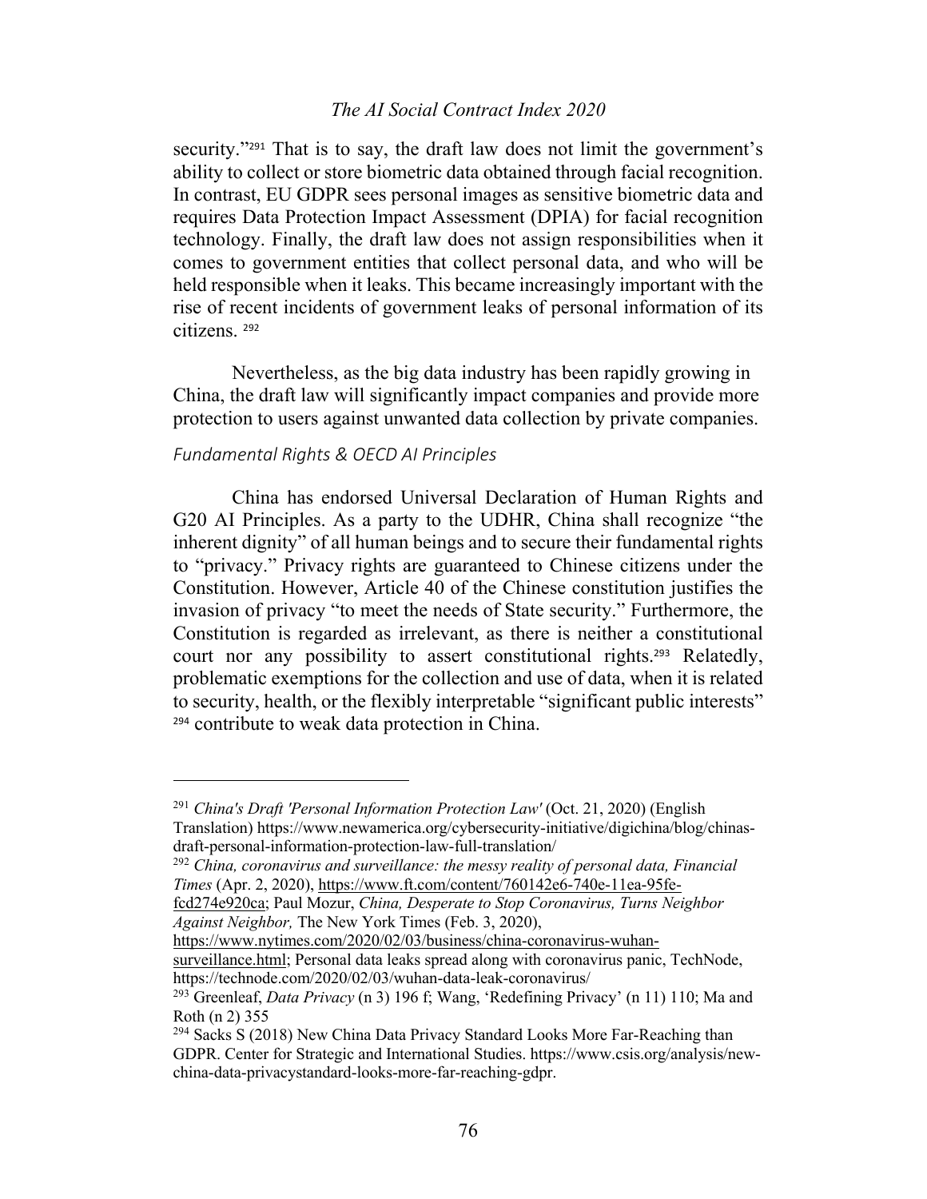security."[291] That is to say, the draft law does not limit the government's ability to collect or store biometric data obtained through facial recognition. In contrast, EU GDPR sees personal images as sensitive biometric data and requires Data Protection Impact Assessment (DPIA) for facial recognition technology. Finally, the draft law does not assign responsibilities when it comes to government entities that collect personal data, and who will be held responsible when it leaks. This became increasingly important with the rise of recent incidents of government leaks of personal information of its citizens. [292]

Nevertheless, as the big data industry has been rapidly growing in China, the draft law will significantly impact companies and provide more protection to users against unwanted data collection by private companies.

*Fundamental Rights & OECD AI Principles*

China has endorsed Universal Declaration of Human Rights and G20 AI Principles. As a party to the UDHR, China shall recognize "the inherent dignity" of all human beings and to secure their fundamental rights to "privacy." Privacy rights are guaranteed to Chinese citizens under the Constitution. However, Article 40 of the Chinese constitution justifies the invasion of privacy "to meet the needs of State security." Furthermore, the Constitution is regarded as irrelevant, as there is neither a constitutional court nor any possibility to assert constitutional rights.[293] Relatedly, problematic exemptions for the collection and use of data, when it is related to security, health, or the flexibly interpretable "significant public interests" [294] contribute to weak data protection in China.

---

[291] *China's Draft 'Personal Information Protection Law'* (Oct. 21, 2020) (English Translation) https://www.newamerica.org/cybersecurity-initiative/digichina/blog/chinas-draft-personal-information-protection-law-full-translation/

[292] *China, coronavirus and surveillance: the messy reality of personal data, Financial Times* (Apr. 2, 2020), https://www.ft.com/content/760142e6-740e-11ea-95fe-fcd274e920ca; Paul Mozur, *China, Desperate to Stop Coronavirus, Turns Neighbor Against Neighbor,* The New York Times (Feb. 3, 2020), https://www.nytimes.com/2020/02/03/business/china-coronavirus-wuhan-surveillance.html; Personal data leaks spread along with coronavirus panic, TechNode, https://technode.com/2020/02/03/wuhan-data-leak-coronavirus/

[293] Greenleaf, *Data Privacy* (n 3) 196 f; Wang, 'Redefining Privacy' (n 11) 110; Ma and Roth (n 2) 355

[294] Sacks S (2018) New China Data Privacy Standard Looks More Far-Reaching than GDPR. Center for Strategic and International Studies. https://www.csis.org/analysis/new-china-data-privacystandard-looks-more-far-reaching-gdpr.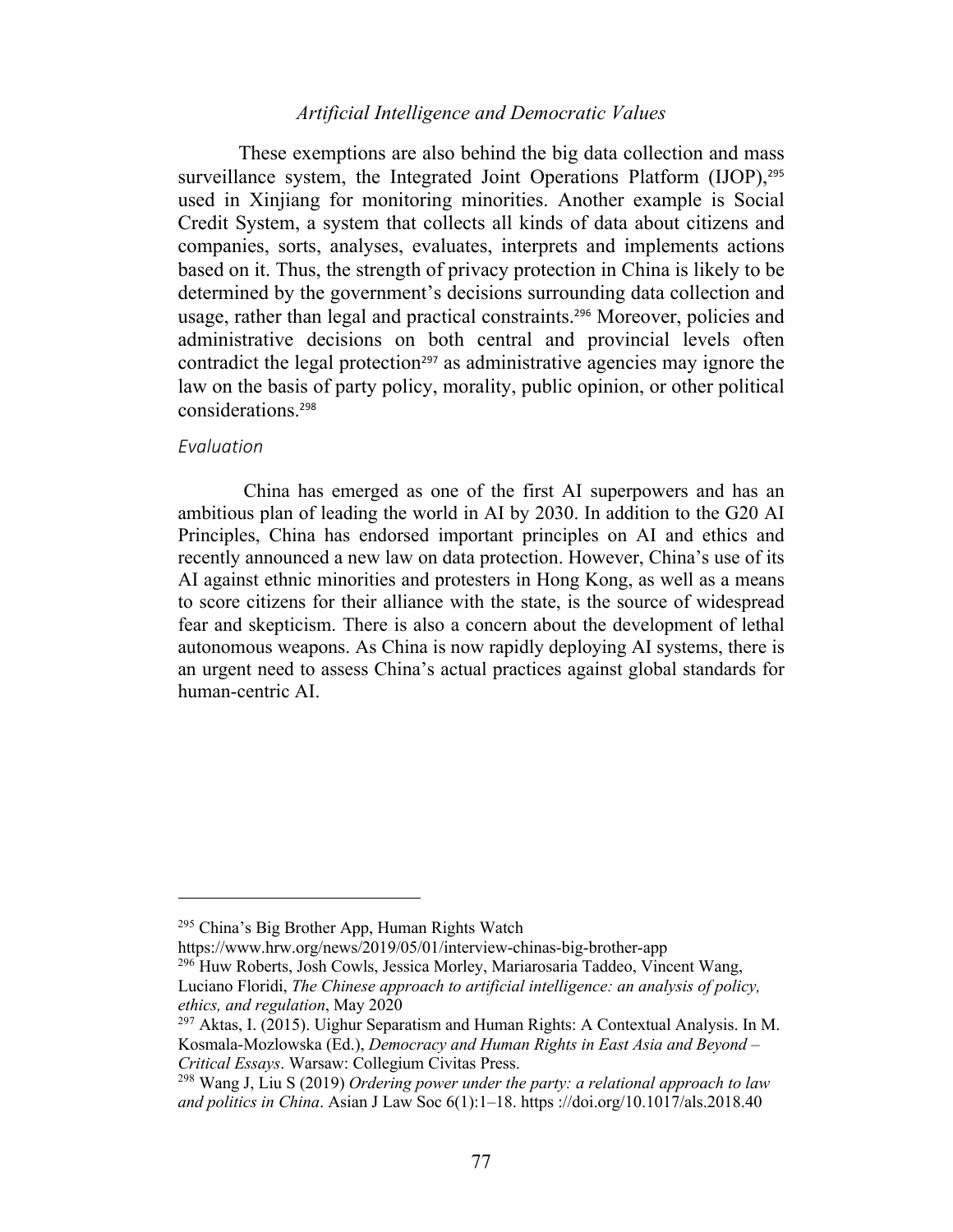These exemptions are also behind the big data collection and mass surveillance system, the Integrated Joint Operations Platform (IJOP),[295] used in Xinjiang for monitoring minorities. Another example is Social Credit System, a system that collects all kinds of data about citizens and companies, sorts, analyses, evaluates, interprets and implements actions based on it. Thus, the strength of privacy protection in China is likely to be determined by the government's decisions surrounding data collection and usage, rather than legal and practical constraints.[296] Moreover, policies and administrative decisions on both central and provincial levels often contradict the legal protection[297] as administrative agencies may ignore the law on the basis of party policy, morality, public opinion, or other political considerations.[298]

### *Evaluation*

China has emerged as one of the first AI superpowers and has an ambitious plan of leading the world in AI by 2030. In addition to the G20 AI Principles, China has endorsed important principles on AI and ethics and recently announced a new law on data protection. However, China's use of its AI against ethnic minorities and protesters in Hong Kong, as well as a means to score citizens for their alliance with the state, is the source of widespread fear and skepticism. There is also a concern about the development of lethal autonomous weapons. As China is now rapidly deploying AI systems, there is an urgent need to assess China's actual practices against global standards for human-centric AI.

---

[295] China's Big Brother App, Human Rights Watch https://www.hrw.org/news/2019/05/01/interview-chinas-big-brother-app

[296] Huw Roberts, Josh Cowls, Jessica Morley, Mariarosaria Taddeo, Vincent Wang, Luciano Floridi, *The Chinese approach to artificial intelligence: an analysis of policy, ethics, and regulation*, May 2020

[297] Aktas, I. (2015). Uighur Separatism and Human Rights: A Contextual Analysis. In M. Kosmala-Mozlowska (Ed.), *Democracy and Human Rights in East Asia and Beyond – Critical Essays*. Warsaw: Collegium Civitas Press.

[298] Wang J, Liu S (2019) *Ordering power under the party: a relational approach to law and politics in China*. Asian J Law Soc 6(1):1–18. https ://doi.org/10.1017/als.2018.40